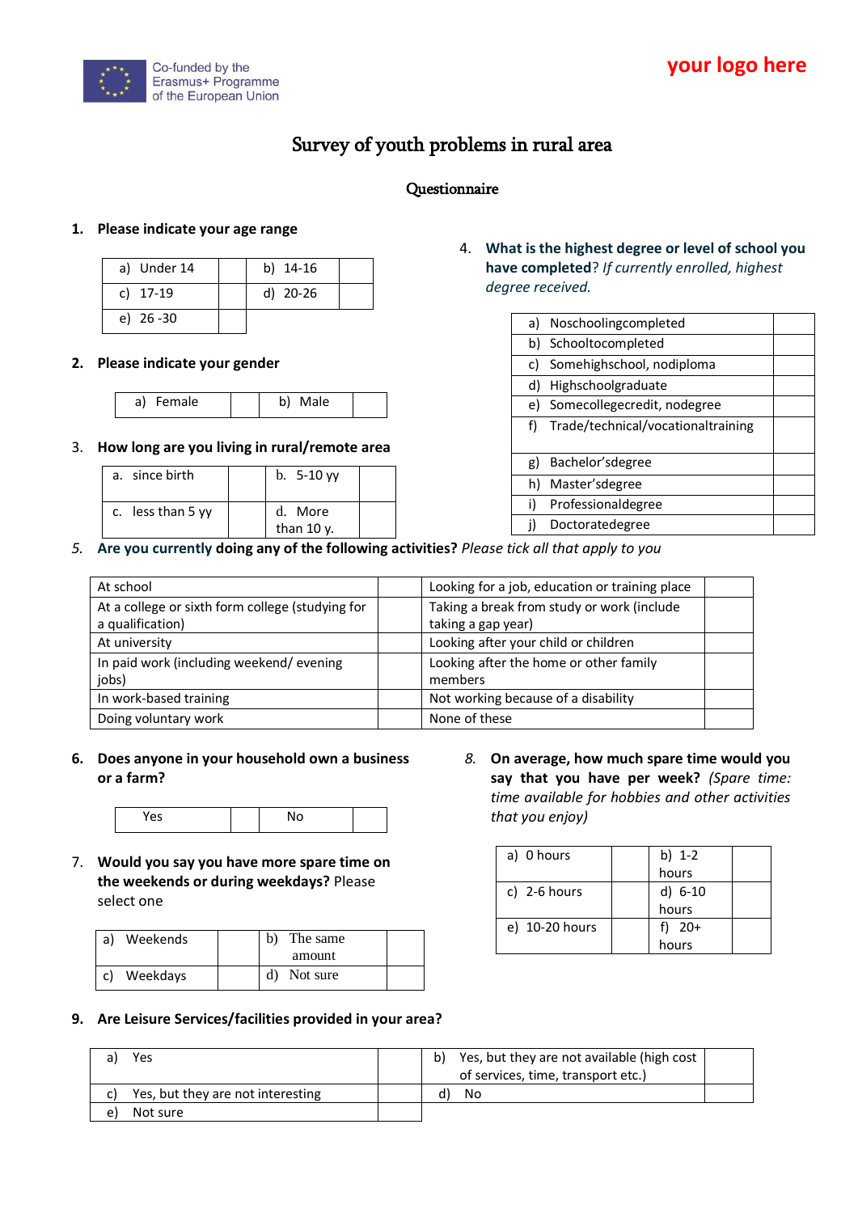Co-funded by the Erasmus+ Programme of the European Union

your logo here

# Survey of youth problems in rural area

## Questionnaire

**1. Please indicate your age range**

| a) Under 14 | | b) 14-16 | |
|---|---|---|---|
| c) 17-19 | | d) 20-26 | |
| e) 26 -30 | | | |

**2. Please indicate your gender**

| a) Female | | b) Male | |
|---|---|---|---|

3. **How long are you living in rural/remote area**

| a. since birth | | b. 5-10 yy | |
|---|---|---|---|
| c. less than 5 yy | | d. More than 10 y. | |

4. **What is the highest degree or level of school you have completed**? *If currently enrolled, highest degree received.*

| a) Noschoolingcompleted | |
|---|---|
| b) Schooltocompleted | |
| c) Somehighschool, nodiploma | |
| d) Highschoolgraduate | |
| e) Somecollegecredit, nodegree | |
| f) Trade/technical/vocationaltraining | |
| g) Bachelor'sdegree | |
| h) Master'sdegree | |
| i) Professionaldegree | |
| j) Doctoratedegree | |

*5.* **Are you currently doing any of the following activities?** *Please tick all that apply to you*

| At school | | Looking for a job, education or training place | |
|---|---|---|---|
| At a college or sixth form college (studying for a qualification) | | Taking a break from study or work (include taking a gap year) | |
| At university | | Looking after your child or children | |
| In paid work (including weekend/ evening jobs) | | Looking after the home or other family members | |
| In work-based training | | Not working because of a disability | |
| Doing voluntary work | | None of these | |

**6. Does anyone in your household own a business or a farm?**

| Yes | | No | |
|---|---|---|---|

7. **Would you say you have more spare time on the weekends or during weekdays?** Please select one

| a) Weekends | | b) The same amount | |
|---|---|---|---|
| c) Weekdays | | d) Not sure | |

*8.* **On average, how much spare time would you say that you have per week?** *(Spare time: time available for hobbies and other activities that you enjoy)*

| a) 0 hours | | b) 1-2 hours | |
|---|---|---|---|
| c) 2-6 hours | | d) 6-10 hours | |
| e) 10-20 hours | | f) 20+ hours | |

**9. Are Leisure Services/facilities provided in your area?**

| a) Yes | | b) Yes, but they are not available (high cost of services, time, transport etc.) | |
|---|---|---|---|
| c) Yes, but they are not interesting | | d) No | |
| e) Not sure | | | |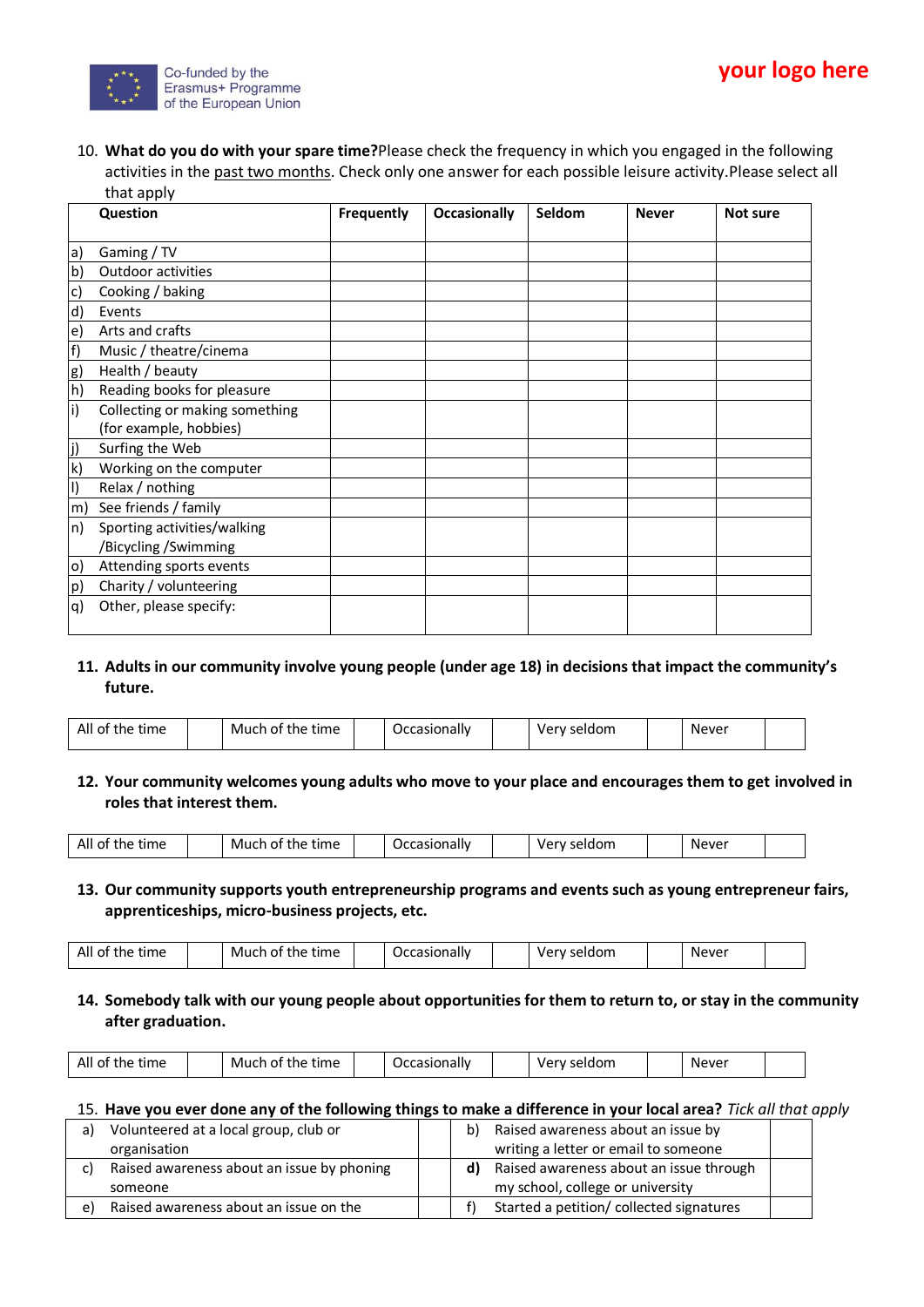10. **What do you do with your spare time?** Please check the frequency in which you engaged in the following activities in the past two months. Check only one answer for each possible leisure activity. Please select all that apply

| | Question | Frequently | Occasionally | Seldom | Never | Not sure |
|---|---|---|---|---|---|---|
| a) | Gaming / TV | | | | | |
| b) | Outdoor activities | | | | | |
| c) | Cooking / baking | | | | | |
| d) | Events | | | | | |
| e) | Arts and crafts | | | | | |
| f) | Music / theatre/cinema | | | | | |
| g) | Health / beauty | | | | | |
| h) | Reading books for pleasure | | | | | |
| i) | Collecting or making something (for example, hobbies) | | | | | |
| j) | Surfing the Web | | | | | |
| k) | Working on the computer | | | | | |
| l) | Relax / nothing | | | | | |
| m) | See friends / family | | | | | |
| n) | Sporting activities/walking /Bicycling /Swimming | | | | | |
| o) | Attending sports events | | | | | |
| p) | Charity / volunteering | | | | | |
| q) | Other, please specify: | | | | | |

11. **Adults in our community involve young people (under age 18) in decisions that impact the community's future.**

| All of the time | | Much of the time | | Occasionally | | Very seldom | | Never | |
|---|---|---|---|---|---|---|---|---|---|

12. **Your community welcomes young adults who move to your place and encourages them to get involved in roles that interest them.**

| All of the time | | Much of the time | | Occasionally | | Very seldom | | Never | |
|---|---|---|---|---|---|---|---|---|---|

13. **Our community supports youth entrepreneurship programs and events such as young entrepreneur fairs, apprenticeships, micro-business projects, etc.**

| All of the time | | Much of the time | | Occasionally | | Very seldom | | Never | |
|---|---|---|---|---|---|---|---|---|---|

14. **Somebody talk with our young people about opportunities for them to return to, or stay in the community after graduation.**

| All of the time | | Much of the time | | Occasionally | | Very seldom | | Never | |
|---|---|---|---|---|---|---|---|---|---|

15. **Have you ever done any of the following things to make a difference in your local area?** *Tick all that apply*

| a) | Volunteered at a local group, club or organisation | | b) | Raised awareness about an issue by writing a letter or email to someone | |
|---|---|---|---|---|---|
| c) | Raised awareness about an issue by phoning someone | | **d)** | Raised awareness about an issue through my school, college or university | |
| e) | Raised awareness about an issue on the | | f) | Started a petition/ collected signatures | |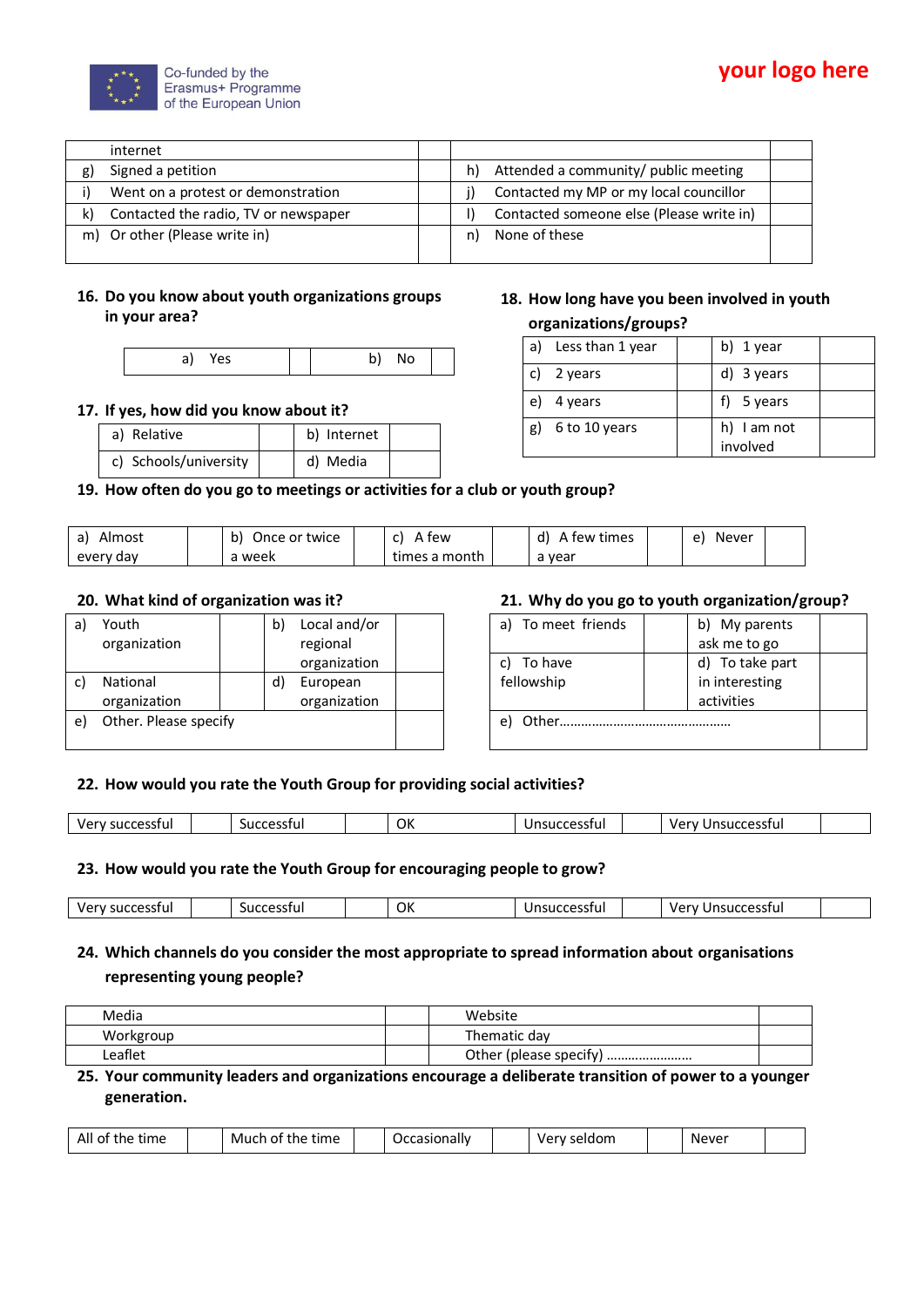|  |  |  |  |
|---|---|---|---|
| internet | | | |
| g) Signed a petition | | h) Attended a community/ public meeting | |
| i) Went on a protest or demonstration | | j) Contacted my MP or my local councillor | |
| k) Contacted the radio, TV or newspaper | | l) Contacted someone else (Please write in) | |
| m) Or other (Please write in) | | n) None of these | |

**16. Do you know about youth organizations groups in your area?**

| a) Yes | | b) No | |
|---|---|---|---|

**17. If yes, how did you know about it?**

| a) Relative | | b) Internet | |
|---|---|---|---|
| c) Schools/university | | d) Media | |

**18. How long have you been involved in youth organizations/groups?**

| a) Less than 1 year | | b) 1 year | |
|---|---|---|---|
| c) 2 years | | d) 3 years | |
| e) 4 years | | f) 5 years | |
| g) 6 to 10 years | | h) I am not involved | |

**19. How often do you go to meetings or activities for a club or youth group?**

| a) Almost every day | | b) Once or twice a week | | c) A few times a month | | d) A few times a year | | e) Never | |
|---|---|---|---|---|---|---|---|---|---|

**20. What kind of organization was it?**

| a) Youth organization | | b) Local and/or regional organization | |
|---|---|---|---|
| c) National organization | | d) European organization | |
| e) Other. Please specify | | | |

**21. Why do you go to youth organization/group?**

| a) To meet friends | | b) My parents ask me to go | |
|---|---|---|---|
| c) To have fellowship | | d) To take part in interesting activities | |
| e) Other………………………………………… | | | |

**22. How would you rate the Youth Group for providing social activities?**

| Very successful | | Successful | | OK | | Unsuccessful | | Very Unsuccessful | |
|---|---|---|---|---|---|---|---|---|---|

**23. How would you rate the Youth Group for encouraging people to grow?**

| Very successful | | Successful | | OK | | Unsuccessful | | Very Unsuccessful | |
|---|---|---|---|---|---|---|---|---|---|

**24. Which channels do you consider the most appropriate to spread information about organisations representing young people?**

| Media | | Website | |
|---|---|---|---|
| Workgroup | | Thematic day | |
| Leaflet | | Other (please specify) …………………… | |

**25. Your community leaders and organizations encourage a deliberate transition of power to a younger generation.**

| All of the time | | Much of the time | | Occasionally | | Very seldom | | Never | |
|---|---|---|---|---|---|---|---|---|---|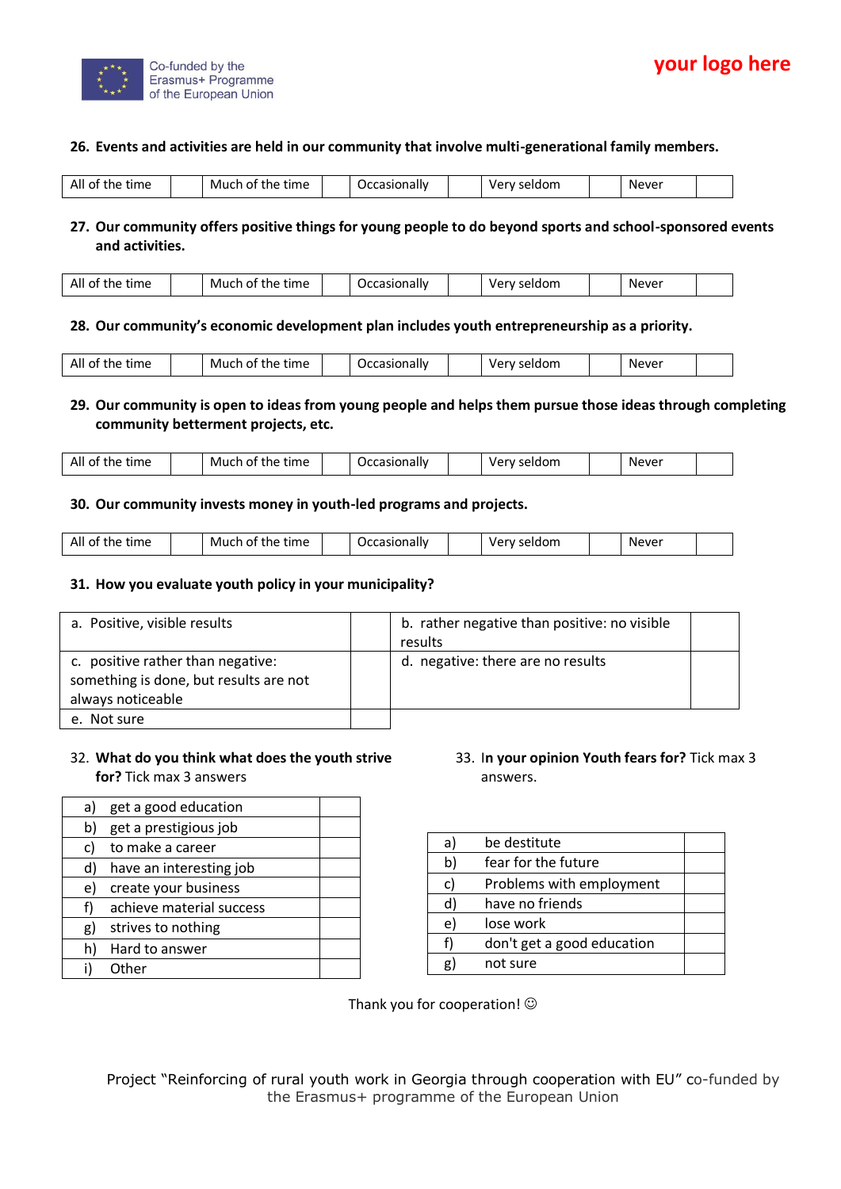**26. Events and activities are held in our community that involve multi-generational family members.**

| | | | | | | | | | |
|---|---|---|---|---|---|---|---|---|---|
| All of the time | | Much of the time | | Occasionally | | Very seldom | | Never | |

**27. Our community offers positive things for young people to do beyond sports and school-sponsored events and activities.**

| | | | | | | | | | |
|---|---|---|---|---|---|---|---|---|---|
| All of the time | | Much of the time | | Occasionally | | Very seldom | | Never | |

**28. Our community's economic development plan includes youth entrepreneurship as a priority.**

| | | | | | | | | | |
|---|---|---|---|---|---|---|---|---|---|
| All of the time | | Much of the time | | Occasionally | | Very seldom | | Never | |

**29. Our community is open to ideas from young people and helps them pursue those ideas through completing community betterment projects, etc.**

| | | | | | | | | | |
|---|---|---|---|---|---|---|---|---|---|
| All of the time | | Much of the time | | Occasionally | | Very seldom | | Never | |

**30. Our community invests money in youth-led programs and projects.**

| | | | | | | | | | |
|---|---|---|---|---|---|---|---|---|---|
| All of the time | | Much of the time | | Occasionally | | Very seldom | | Never | |

**31. How you evaluate youth policy in your municipality?**

| | | | |
|---|---|---|---|
| a. Positive, visible results | | b. rather negative than positive: no visible results | |
| c. positive rather than negative: something is done, but results are not always noticeable | | d. negative: there are no results | |
| e. Not sure | | | |

32. **What do you think what does the youth strive for?** Tick max 3 answers

| | | |
|---|---|---|
| a) | get a good education | |
| b) | get a prestigious job | |
| c) | to make a career | |
| d) | have an interesting job | |
| e) | create your business | |
| f) | achieve material success | |
| g) | strives to nothing | |
| h) | Hard to answer | |
| i) | Other | |

33. **In your opinion Youth fears for?** Tick max 3 answers.

| | | |
|---|---|---|
| a) | be destitute | |
| b) | fear for the future | |
| c) | Problems with employment | |
| d) | have no friends | |
| e) | lose work | |
| f) | don't get a good education | |
| g) | not sure | |

Thank you for cooperation! ☺